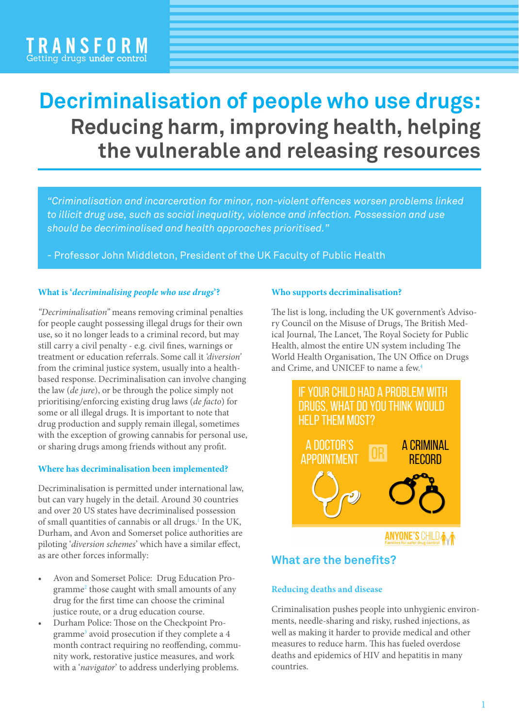TRANSFORM
Getting drugs under control

# Decriminalisation of people who use drugs: Reducing harm, improving health, helping the vulnerable and releasing resources

*"Criminalisation and incarceration for minor, non-violent offences worsen problems linked to illicit drug use, such as social inequality, violence and infection. Possession and use should be decriminalised and health approaches prioritised."*

- Professor John Middleton, President of the UK Faculty of Public Health

### What is '*decriminalising people who use drugs*'?

*"Decriminalisation"* means removing criminal penalties for people caught possessing illegal drugs for their own use, so it no longer leads to a criminal record, but may still carry a civil penalty - e.g. civil fines, warnings or treatment or education referrals. Some call it *'diversion'* from the criminal justice system, usually into a health-based response. Decriminalisation can involve changing the law (*de jure*), or be through the police simply not prioritising/enforcing existing drug laws (*de facto*) for some or all illegal drugs. It is important to note that drug production and supply remain illegal, sometimes with the exception of growing cannabis for personal use, or sharing drugs among friends without any profit.

### Where has decriminalisation been implemented?

Decriminalisation is permitted under international law, but can vary hugely in the detail. Around 30 countries and over 20 US states have decriminalised possession of small quantities of cannabis or all drugs.[1] In the UK, Durham, and Avon and Somerset police authorities are piloting '*diversion schemes*' which have a similar effect, as are other forces informally:

- Avon and Somerset Police: Drug Education Programme[2] those caught with small amounts of any drug for the first time can choose the criminal justice route, or a drug education course.
- Durham Police: Those on the Checkpoint Programme[3] avoid prosecution if they complete a 4 month contract requiring no reoffending, community work, restorative justice measures, and work with a '*navigator*' to address underlying problems.

### Who supports decriminalisation?

The list is long, including the UK government's Advisory Council on the Misuse of Drugs, The British Medical Journal, The Lancet, The Royal Society for Public Health, almost the entire UN system including The World Health Organisation, The UN Office on Drugs and Crime, and UNICEF to name a few.[4]

IF YOUR CHILD HAD A PROBLEM WITH DRUGS, WHAT DO YOU THINK WOULD HELP THEM MOST?

A DOCTOR'S APPOINTMENT OR A CRIMINAL RECORD

ANYONE'S CHILD – Families for safer drug control

## What are the benefits?

### Reducing deaths and disease

Criminalisation pushes people into unhygienic environments, needle-sharing and risky, rushed injections, as well as making it harder to provide medical and other measures to reduce harm. This has fueled overdose deaths and epidemics of HIV and hepatitis in many countries.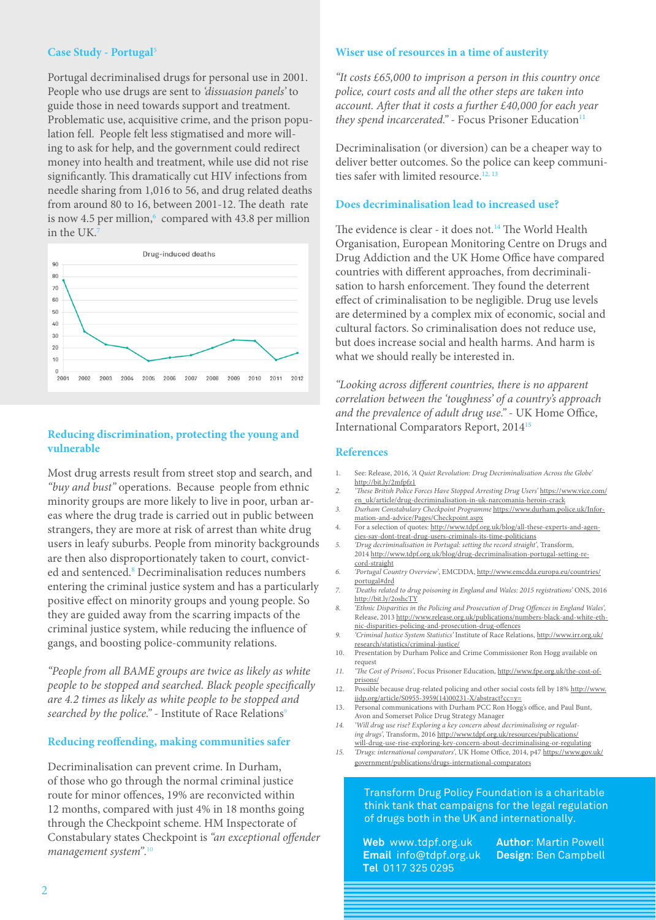## Case Study - Portugal[5]

Portugal decriminalised drugs for personal use in 2001. People who use drugs are sent to *'dissuasion panels'* to guide those in need towards support and treatment. Problematic use, acquisitive crime, and the prison population fell. People felt less stigmatised and more willing to ask for help, and the government could redirect money into health and treatment, while use did not rise significantly. This dramatically cut HIV infections from needle sharing from 1,016 to 56, and drug related deaths from around 80 to 16, between 2001-12. The death rate is now 4.5 per million,[6] compared with 43.8 per million in the UK.[7]

Drug-induced deaths

0
10
20
30
40
50
60
70
80
90

2001 2002 2003 2004 2005 2006 2007 2008 2009 2010 2011 2012

## Reducing discrimination, protecting the young and vulnerable

Most drug arrests result from street stop and search, and *"buy and bust"* operations. Because people from ethnic minority groups are more likely to live in poor, urban areas where the drug trade is carried out in public between strangers, they are more at risk of arrest than white drug users in leafy suburbs. People from minority backgrounds are then also disproportionately taken to court, convicted and sentenced.[8] Decriminalisation reduces numbers entering the criminal justice system and has a particularly positive effect on minority groups and young people. So they are guided away from the scarring impacts of the criminal justice system, while reducing the influence of gangs, and boosting police-community relations.

*"People from all BAME groups are twice as likely as white people to be stopped and searched. Black people specifically are 4.2 times as likely as white people to be stopped and searched by the police."* - Institute of Race Relations[9]

## Reducing reoffending, making communities safer

Decriminalisation can prevent crime. In Durham, of those who go through the normal criminal justice route for minor offences, 19% are reconvicted within 12 months, compared with just 4% in 18 months going through the Checkpoint scheme. HM Inspectorate of Constabulary states Checkpoint is *"an exceptional offender management system"*.[10]

## Wiser use of resources in a time of austerity

*"It costs £65,000 to imprison a person in this country once police, court costs and all the other steps are taken into account. After that it costs a further £40,000 for each year they spend incarcerated."* - Focus Prisoner Education[11]

Decriminalisation (or diversion) can be a cheaper way to deliver better outcomes. So the police can keep communities safer with limited resource.[12, 13]

## Does decriminalisation lead to increased use?

The evidence is clear - it does not.[14] The World Health Organisation, European Monitoring Centre on Drugs and Drug Addiction and the UK Home Office have compared countries with different approaches, from decriminalisation to harsh enforcement. They found the deterrent effect of criminalisation to be negligible. Drug use levels are determined by a complex mix of economic, social and cultural factors. So criminalisation does not reduce use, but does increase social and health harms. And harm is what we should really be interested in.

*"Looking across different countries, there is no apparent correlation between the 'toughness' of a country's approach and the prevalence of adult drug use."* - UK Home Office, International Comparators Report, 2014[15]

## References

1. See: Release, 2016, *'A Quiet Revolution: Drug Decriminalisation Across the Globe'* http://bit.ly/2mfpfz1
2. *'These British Police Forces Have Stopped Arresting Drug Users'* https://www.vice.com/en_uk/article/drug-decriminalisation-in-uk-narcomania-heroin-crack
3. *Durham Constabulary Checkpoint Programme* https://www.durham.police.uk/Information-and-advice/Pages/Checkpoint.aspx
4. For a selection of quotes: http://www.tdpf.org.uk/blog/all-these-experts-and-agencies-say-dont-treat-drug-users-criminals-its-time-politicians
5. *'Drug decriminalisation in Portugal: setting the record straight'*, Transform, 2014 http://www.tdpf.org.uk/blog/drug-decriminalisation-portugal-setting-record-straight
6. *'Portugal Country Overview'*, EMCDDA, http://www.emcdda.europa.eu/countries/portugal#drd
7. *'Deaths related to drug poisoning in England and Wales: 2015 registrations'* ONS, 2016 http://bit.ly/2oshcTY
8. *'Ethnic Disparities in the Policing and Prosecution of Drug Offences in England and Wales'*, Release, 2013 http://www.release.org.uk/publications/numbers-black-and-white-ethnic-disparities-policing-and-prosecution-drug-offences
9. *'Criminal Justice System Statistics'* Institute of Race Relations, http://www.irr.org.uk/research/statistics/criminal-justice/
10. Presentation by Durham Police and Crime Commissioner Ron Hogg available on request
11. *'The Cost of Prisons'*, Focus Prisoner Education, http://www.fpe.org.uk/the-cost-of-prisons/
12. Possible because drug-related policing and other social costs fell by 18% http://www.ijdp.org/article/S0955-3959(14)00231-X/abstract?cc=y=
13. Personal communications with Durham PCC Ron Hogg's office, and Paul Bunt, Avon and Somerset Police Drug Strategy Manager
14. *'Will drug use rise? Exploring a key concern about decriminalising or regulating drugs'*, Transform, 2016 http://www.tdpf.org.uk/resources/publications/will-drug-use-rise-exploring-key-concern-about-decriminalising-or-regulating
15. *'Drugs: international comparators'*, UK Home Office, 2014, p47 https://www.gov.uk/government/publications/drugs-international-comparators

Transform Drug Policy Foundation is a charitable think tank that campaigns for the legal regulation of drugs both in the UK and internationally.

**Web** www.tdpf.org.uk
**Email** info@tdpf.org.uk
**Tel** 0117 325 0295

**Author**: Martin Powell
**Design**: Ben Campbell